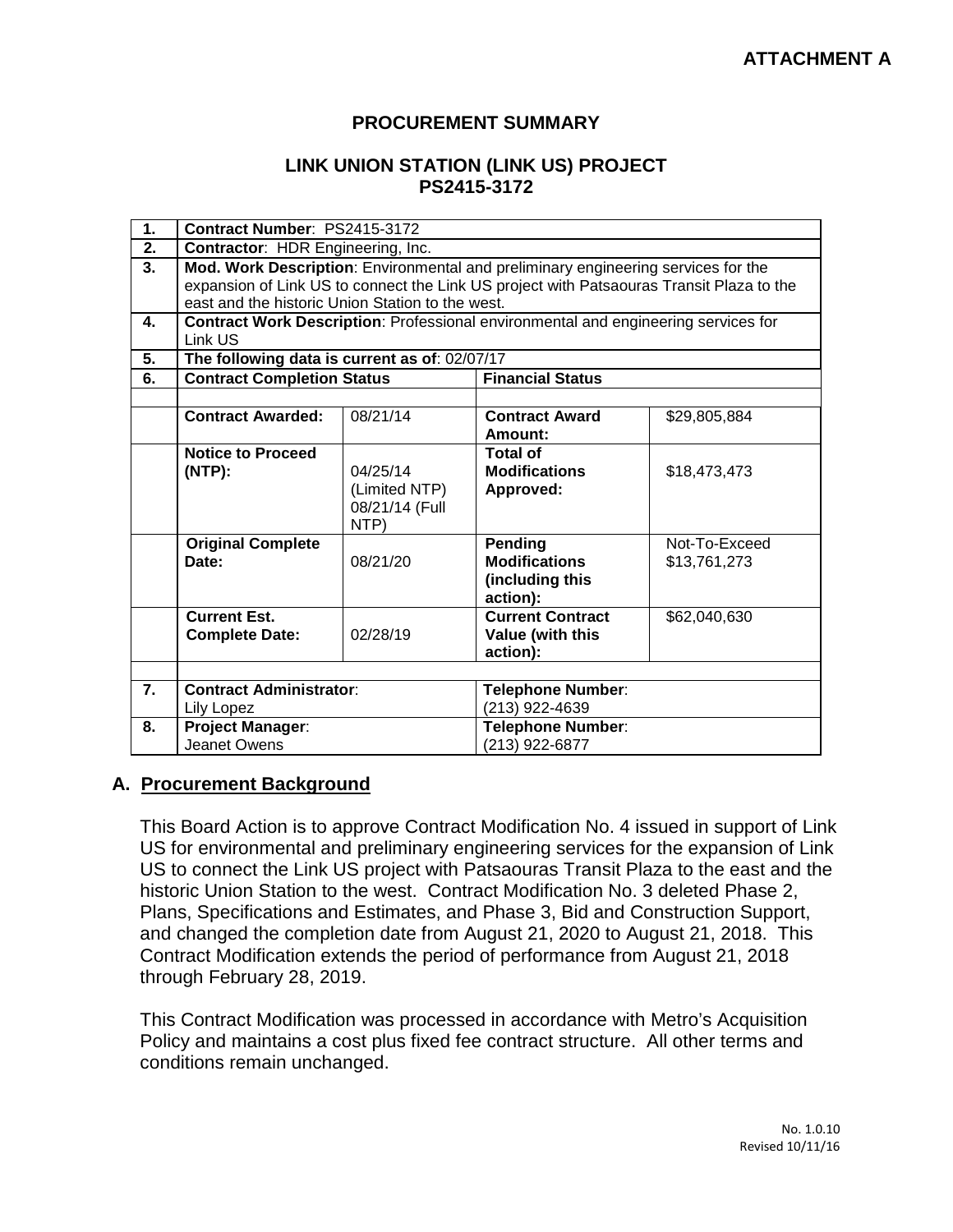**ATTACHMENT A**

## PROCUREMENT SUMMARY

## LINK UNION STATION (LINK US) PROJECT PS2415-3172

| | | | | |
|---|---|---|---|---|
| **1.** | **Contract Number**: PS2415-3172 | | | |
| **2.** | **Contractor**: HDR Engineering, Inc. | | | |
| **3.** | **Mod. Work Description**: Environmental and preliminary engineering services for the expansion of Link US to connect the Link US project with Patsaouras Transit Plaza to the east and the historic Union Station to the west. | | | |
| **4.** | **Contract Work Description**: Professional environmental and engineering services for Link US | | | |
| **5.** | **The following data is current as of**: 02/07/17 | | | |
| **6.** | **Contract Completion Status** | | **Financial Status** | |
| | | | | |
| | **Contract Awarded:** | 08/21/14 | **Contract Award Amount:** | $29,805,884 |
| | **Notice to Proceed (NTP):** | 04/25/14 (Limited NTP) 08/21/14 (Full NTP) | **Total of Modifications Approved:** | $18,473,473 |
| | **Original Complete Date:** | 08/21/20 | **Pending Modifications (including this action):** | Not-To-Exceed $13,761,273 |
| | **Current Est. Complete Date:** | 02/28/19 | **Current Contract Value (with this action):** | $62,040,630 |
| | | | | |
| **7.** | **Contract Administrator**: Lily Lopez | | **Telephone Number**: (213) 922-4639 | |
| **8.** | **Project Manager**: Jeanet Owens | | **Telephone Number**: (213) 922-6877 | |

## A. Procurement Background

This Board Action is to approve Contract Modification No. 4 issued in support of Link US for environmental and preliminary engineering services for the expansion of Link US to connect the Link US project with Patsaouras Transit Plaza to the east and the historic Union Station to the west. Contract Modification No. 3 deleted Phase 2, Plans, Specifications and Estimates, and Phase 3, Bid and Construction Support, and changed the completion date from August 21, 2020 to August 21, 2018. This Contract Modification extends the period of performance from August 21, 2018 through February 28, 2019.

This Contract Modification was processed in accordance with Metro's Acquisition Policy and maintains a cost plus fixed fee contract structure. All other terms and conditions remain unchanged.

No. 1.0.10
Revised 10/11/16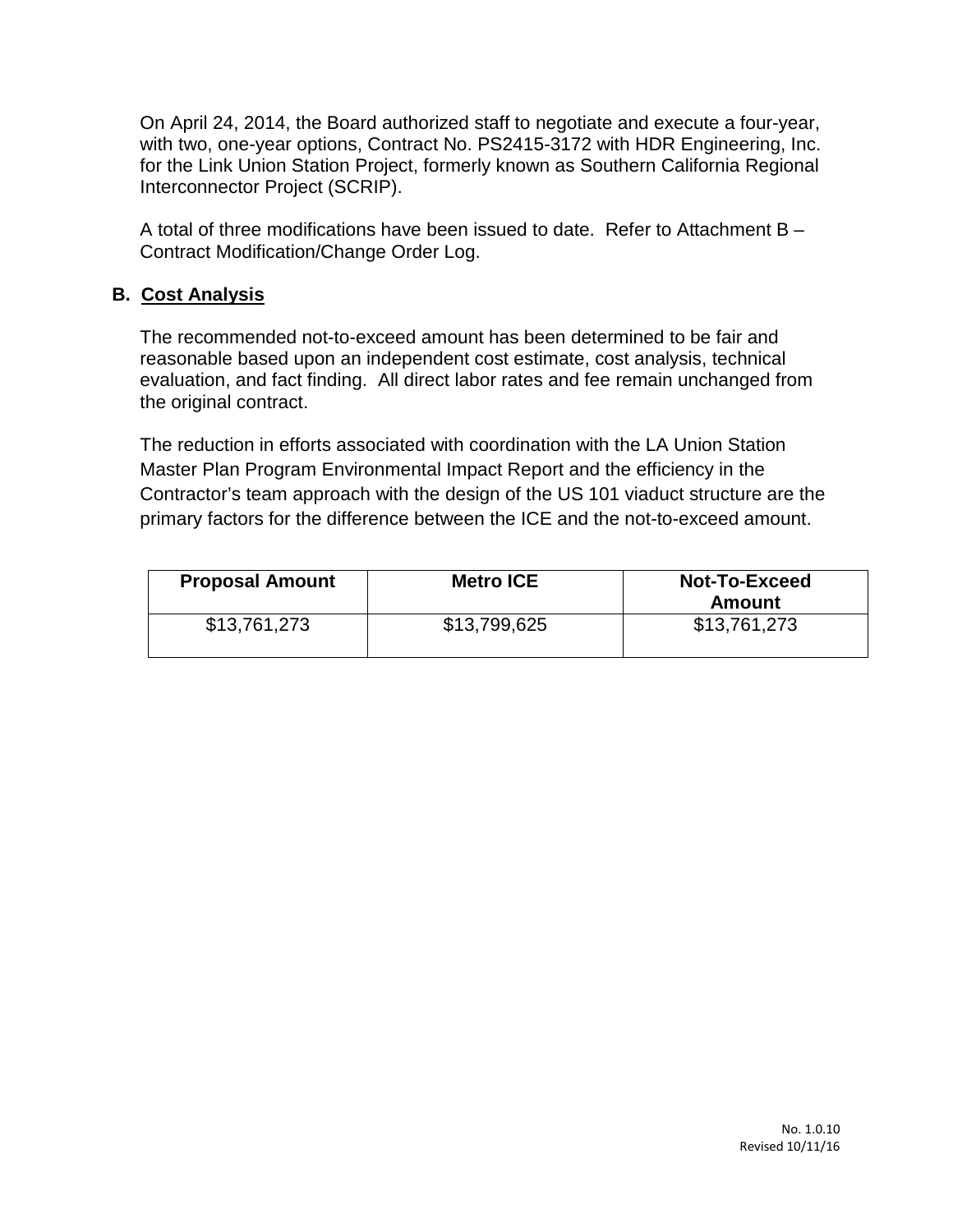On April 24, 2014, the Board authorized staff to negotiate and execute a four-year, with two, one-year options, Contract No. PS2415-3172 with HDR Engineering, Inc. for the Link Union Station Project, formerly known as Southern California Regional Interconnector Project (SCRIP).

A total of three modifications have been issued to date. Refer to Attachment B – Contract Modification/Change Order Log.

## B. Cost Analysis

The recommended not-to-exceed amount has been determined to be fair and reasonable based upon an independent cost estimate, cost analysis, technical evaluation, and fact finding. All direct labor rates and fee remain unchanged from the original contract.

The reduction in efforts associated with coordination with the LA Union Station Master Plan Program Environmental Impact Report and the efficiency in the Contractor's team approach with the design of the US 101 viaduct structure are the primary factors for the difference between the ICE and the not-to-exceed amount.

| Proposal Amount | Metro ICE | Not-To-Exceed Amount |
| --- | --- | --- |
| $13,761,273 | $13,799,625 | $13,761,273 |